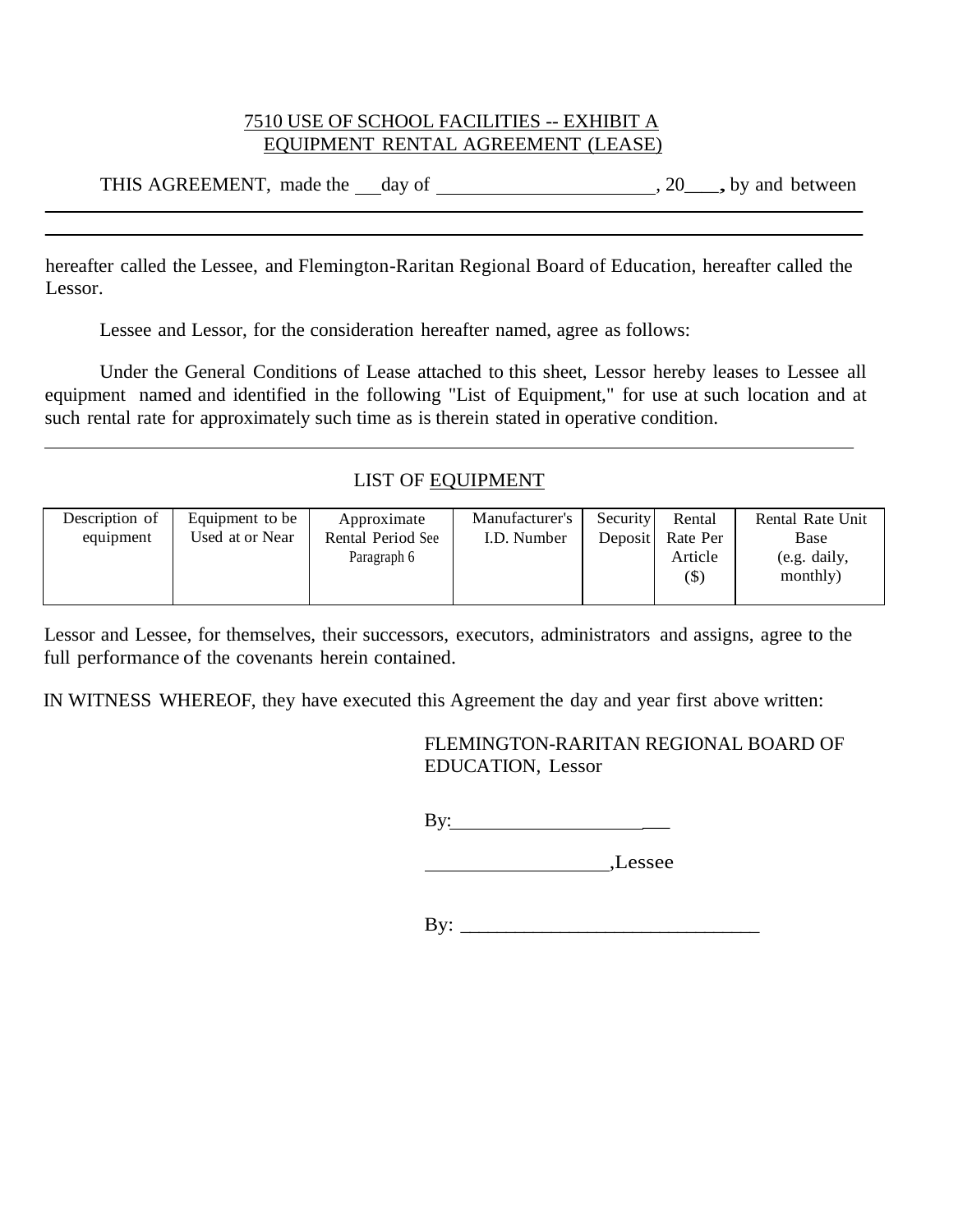# 7510 USE OF SCHOOL FACILITIES -- EXHIBIT A
## EQUIPMENT RENTAL AGREEMENT (LEASE)

THIS AGREEMENT, made the ___ day of ______________________, 20___, by and between

______________________________________________________________________________

______________________________________________________________________________

hereafter called the Lessee, and Flemington-Raritan Regional Board of Education, hereafter called the Lessor.

Lessee and Lessor, for the consideration hereafter named, agree as follows:

Under the General Conditions of Lease attached to this sheet, Lessor hereby leases to Lessee all equipment named and identified in the following "List of Equipment," for use at such location and at such rental rate for approximately such time as is therein stated in operative condition.

______________________________________________________________________________

### LIST OF EQUIPMENT

| Description of equipment | Equipment to be Used at or Near | Approximate Rental Period See Paragraph 6 | Manufacturer's I.D. Number | Security Deposit | Rental Rate Per Article ($) | Rental Rate Unit Base (e.g. daily, monthly) |
|---|---|---|---|---|---|---|
| | | | | | | |

Lessor and Lessee, for themselves, their successors, executors, administrators and assigns, agree to the full performance of the covenants herein contained.

IN WITNESS WHEREOF, they have executed this Agreement the day and year first above written:

FLEMINGTON-RARITAN REGIONAL BOARD OF EDUCATION, Lessor

By:______________________

__________________,Lessee

By: ______________________________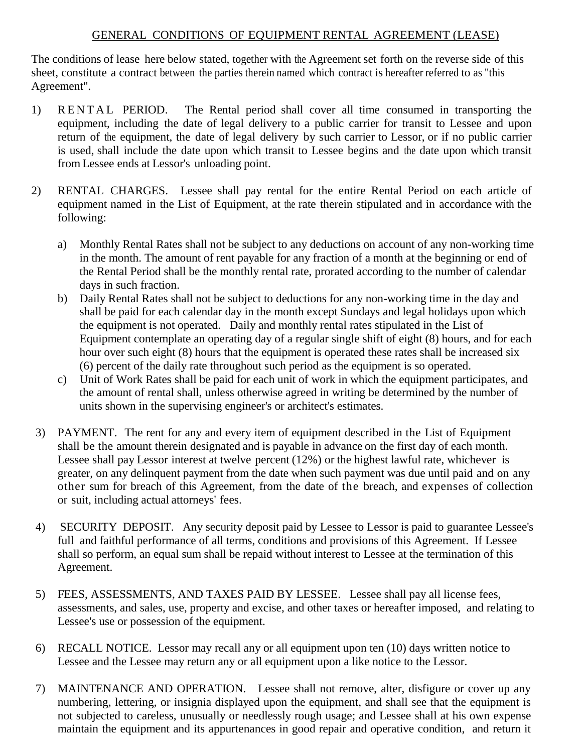## GENERAL CONDITIONS OF EQUIPMENT RENTAL AGREEMENT (LEASE)

The conditions of lease here below stated, together with the Agreement set forth on the reverse side of this sheet, constitute a contract between the parties therein named which contract is hereafter referred to as "this Agreement".

1) RENTAL PERIOD. The Rental period shall cover all time consumed in transporting the equipment, including the date of legal delivery to a public carrier for transit to Lessee and upon return of the equipment, the date of legal delivery by such carrier to Lessor, or if no public carrier is used, shall include the date upon which transit to Lessee begins and the date upon which transit from Lessee ends at Lessor's unloading point.

2) RENTAL CHARGES. Lessee shall pay rental for the entire Rental Period on each article of equipment named in the List of Equipment, at the rate therein stipulated and in accordance with the following:

   a) Monthly Rental Rates shall not be subject to any deductions on account of any non-working time in the month. The amount of rent payable for any fraction of a month at the beginning or end of the Rental Period shall be the monthly rental rate, prorated according to the number of calendar days in such fraction.
   b) Daily Rental Rates shall not be subject to deductions for any non-working time in the day and shall be paid for each calendar day in the month except Sundays and legal holidays upon which the equipment is not operated. Daily and monthly rental rates stipulated in the List of Equipment contemplate an operating day of a regular single shift of eight (8) hours, and for each hour over such eight (8) hours that the equipment is operated these rates shall be increased six (6) percent of the daily rate throughout such period as the equipment is so operated.
   c) Unit of Work Rates shall be paid for each unit of work in which the equipment participates, and the amount of rental shall, unless otherwise agreed in writing be determined by the number of units shown in the supervising engineer's or architect's estimates.

3) PAYMENT. The rent for any and every item of equipment described in the List of Equipment shall be the amount therein designated and is payable in advance on the first day of each month. Lessee shall pay Lessor interest at twelve percent (12%) or the highest lawful rate, whichever is greater, on any delinquent payment from the date when such payment was due until paid and on any other sum for breach of this Agreement, from the date of the breach, and expenses of collection or suit, including actual attorneys' fees.

4) SECURITY DEPOSIT. Any security deposit paid by Lessee to Lessor is paid to guarantee Lessee's full and faithful performance of all terms, conditions and provisions of this Agreement. If Lessee shall so perform, an equal sum shall be repaid without interest to Lessee at the termination of this Agreement.

5) FEES, ASSESSMENTS, AND TAXES PAID BY LESSEE. Lessee shall pay all license fees, assessments, and sales, use, property and excise, and other taxes or hereafter imposed, and relating to Lessee's use or possession of the equipment.

6) RECALL NOTICE. Lessor may recall any or all equipment upon ten (10) days written notice to Lessee and the Lessee may return any or all equipment upon a like notice to the Lessor.

7) MAINTENANCE AND OPERATION. Lessee shall not remove, alter, disfigure or cover up any numbering, lettering, or insignia displayed upon the equipment, and shall see that the equipment is not subjected to careless, unusually or needlessly rough usage; and Lessee shall at his own expense maintain the equipment and its appurtenances in good repair and operative condition, and return it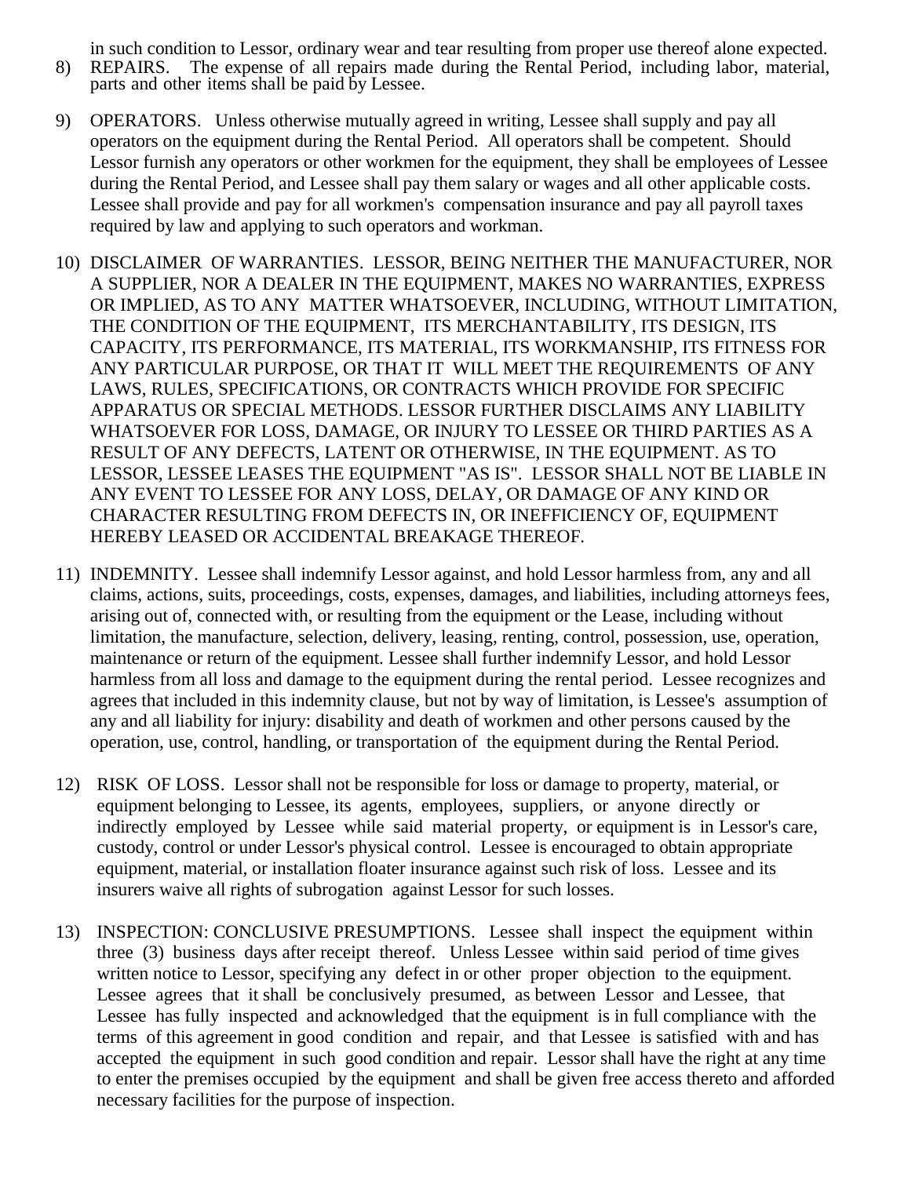in such condition to Lessor, ordinary wear and tear resulting from proper use thereof alone expected.

8) REPAIRS. The expense of all repairs made during the Rental Period, including labor, material, parts and other items shall be paid by Lessee.

9) OPERATORS. Unless otherwise mutually agreed in writing, Lessee shall supply and pay all operators on the equipment during the Rental Period. All operators shall be competent. Should Lessor furnish any operators or other workmen for the equipment, they shall be employees of Lessee during the Rental Period, and Lessee shall pay them salary or wages and all other applicable costs. Lessee shall provide and pay for all workmen's compensation insurance and pay all payroll taxes required by law and applying to such operators and workman.

10) DISCLAIMER OF WARRANTIES. LESSOR, BEING NEITHER THE MANUFACTURER, NOR A SUPPLIER, NOR A DEALER IN THE EQUIPMENT, MAKES NO WARRANTIES, EXPRESS OR IMPLIED, AS TO ANY MATTER WHATSOEVER, INCLUDING, WITHOUT LIMITATION, THE CONDITION OF THE EQUIPMENT, ITS MERCHANTABILITY, ITS DESIGN, ITS CAPACITY, ITS PERFORMANCE, ITS MATERIAL, ITS WORKMANSHIP, ITS FITNESS FOR ANY PARTICULAR PURPOSE, OR THAT IT WILL MEET THE REQUIREMENTS OF ANY LAWS, RULES, SPECIFICATIONS, OR CONTRACTS WHICH PROVIDE FOR SPECIFIC APPARATUS OR SPECIAL METHODS. LESSOR FURTHER DISCLAIMS ANY LIABILITY WHATSOEVER FOR LOSS, DAMAGE, OR INJURY TO LESSEE OR THIRD PARTIES AS A RESULT OF ANY DEFECTS, LATENT OR OTHERWISE, IN THE EQUIPMENT. AS TO LESSOR, LESSEE LEASES THE EQUIPMENT "AS IS". LESSOR SHALL NOT BE LIABLE IN ANY EVENT TO LESSEE FOR ANY LOSS, DELAY, OR DAMAGE OF ANY KIND OR CHARACTER RESULTING FROM DEFECTS IN, OR INEFFICIENCY OF, EQUIPMENT HEREBY LEASED OR ACCIDENTAL BREAKAGE THEREOF.

11) INDEMNITY. Lessee shall indemnify Lessor against, and hold Lessor harmless from, any and all claims, actions, suits, proceedings, costs, expenses, damages, and liabilities, including attorneys fees, arising out of, connected with, or resulting from the equipment or the Lease, including without limitation, the manufacture, selection, delivery, leasing, renting, control, possession, use, operation, maintenance or return of the equipment. Lessee shall further indemnify Lessor, and hold Lessor harmless from all loss and damage to the equipment during the rental period. Lessee recognizes and agrees that included in this indemnity clause, but not by way of limitation, is Lessee's assumption of any and all liability for injury: disability and death of workmen and other persons caused by the operation, use, control, handling, or transportation of the equipment during the Rental Period.

12) RISK OF LOSS. Lessor shall not be responsible for loss or damage to property, material, or equipment belonging to Lessee, its agents, employees, suppliers, or anyone directly or indirectly employed by Lessee while said material property, or equipment is in Lessor's care, custody, control or under Lessor's physical control. Lessee is encouraged to obtain appropriate equipment, material, or installation floater insurance against such risk of loss. Lessee and its insurers waive all rights of subrogation against Lessor for such losses.

13) INSPECTION: CONCLUSIVE PRESUMPTIONS. Lessee shall inspect the equipment within three (3) business days after receipt thereof. Unless Lessee within said period of time gives written notice to Lessor, specifying any defect in or other proper objection to the equipment. Lessee agrees that it shall be conclusively presumed, as between Lessor and Lessee, that Lessee has fully inspected and acknowledged that the equipment is in full compliance with the terms of this agreement in good condition and repair, and that Lessee is satisfied with and has accepted the equipment in such good condition and repair. Lessor shall have the right at any time to enter the premises occupied by the equipment and shall be given free access thereto and afforded necessary facilities for the purpose of inspection.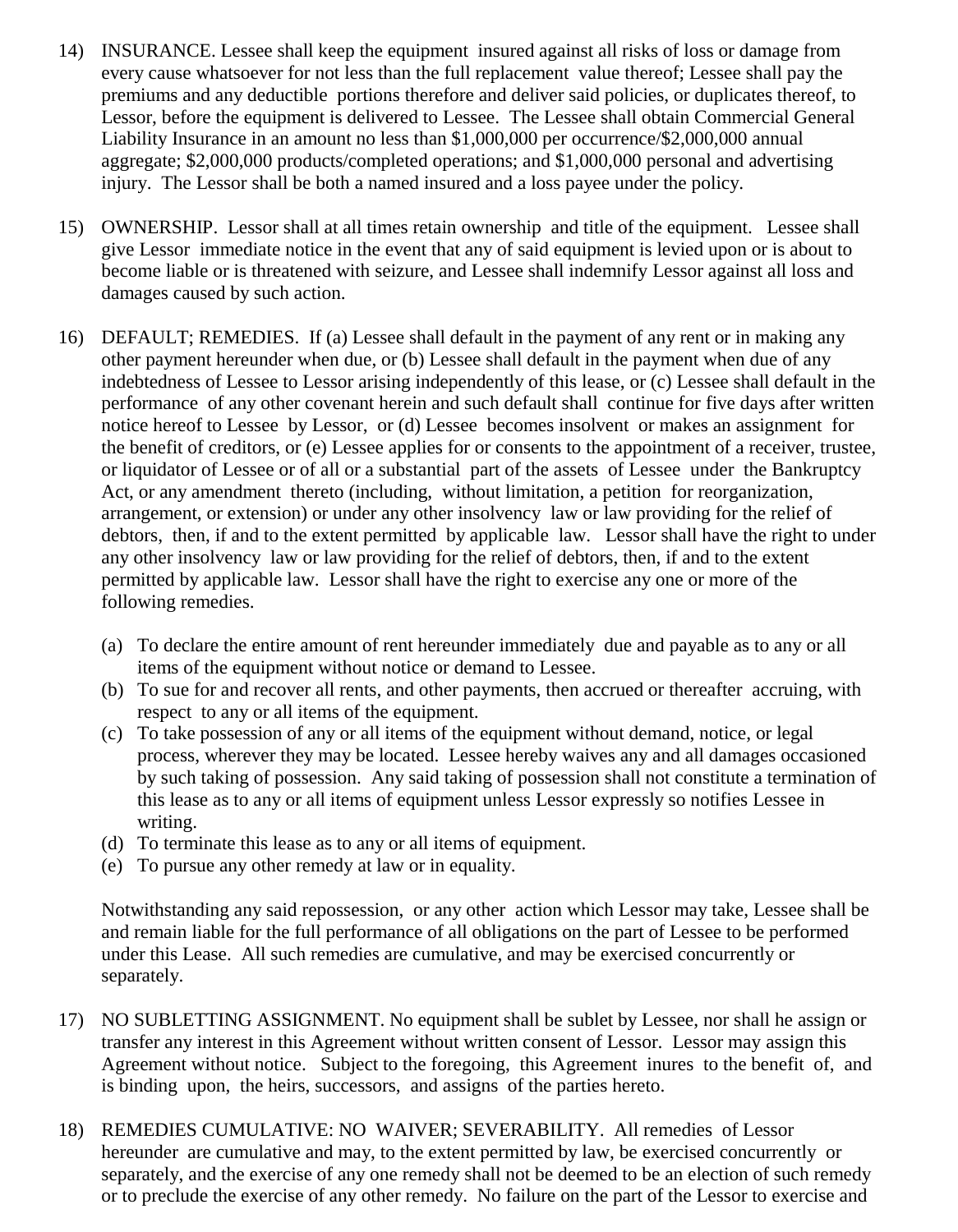14) INSURANCE. Lessee shall keep the equipment insured against all risks of loss or damage from every cause whatsoever for not less than the full replacement value thereof; Lessee shall pay the premiums and any deductible portions therefore and deliver said policies, or duplicates thereof, to Lessor, before the equipment is delivered to Lessee. The Lessee shall obtain Commercial General Liability Insurance in an amount no less than $1,000,000 per occurrence/$2,000,000 annual aggregate; $2,000,000 products/completed operations; and $1,000,000 personal and advertising injury. The Lessor shall be both a named insured and a loss payee under the policy.

15) OWNERSHIP. Lessor shall at all times retain ownership and title of the equipment. Lessee shall give Lessor immediate notice in the event that any of said equipment is levied upon or is about to become liable or is threatened with seizure, and Lessee shall indemnify Lessor against all loss and damages caused by such action.

16) DEFAULT; REMEDIES. If (a) Lessee shall default in the payment of any rent or in making any other payment hereunder when due, or (b) Lessee shall default in the payment when due of any indebtedness of Lessee to Lessor arising independently of this lease, or (c) Lessee shall default in the performance of any other covenant herein and such default shall continue for five days after written notice hereof to Lessee by Lessor, or (d) Lessee becomes insolvent or makes an assignment for the benefit of creditors, or (e) Lessee applies for or consents to the appointment of a receiver, trustee, or liquidator of Lessee or of all or a substantial part of the assets of Lessee under the Bankruptcy Act, or any amendment thereto (including, without limitation, a petition for reorganization, arrangement, or extension) or under any other insolvency law or law providing for the relief of debtors, then, if and to the extent permitted by applicable law. Lessor shall have the right to under any other insolvency law or law providing for the relief of debtors, then, if and to the extent permitted by applicable law. Lessor shall have the right to exercise any one or more of the following remedies.

    (a) To declare the entire amount of rent hereunder immediately due and payable as to any or all items of the equipment without notice or demand to Lessee.
    (b) To sue for and recover all rents, and other payments, then accrued or thereafter accruing, with respect to any or all items of the equipment.
    (c) To take possession of any or all items of the equipment without demand, notice, or legal process, wherever they may be located. Lessee hereby waives any and all damages occasioned by such taking of possession. Any said taking of possession shall not constitute a termination of this lease as to any or all items of equipment unless Lessor expressly so notifies Lessee in writing.
    (d) To terminate this lease as to any or all items of equipment.
    (e) To pursue any other remedy at law or in equality.

    Notwithstanding any said repossession, or any other action which Lessor may take, Lessee shall be and remain liable for the full performance of all obligations on the part of Lessee to be performed under this Lease. All such remedies are cumulative, and may be exercised concurrently or separately.

17) NO SUBLETTING ASSIGNMENT. No equipment shall be sublet by Lessee, nor shall he assign or transfer any interest in this Agreement without written consent of Lessor. Lessor may assign this Agreement without notice. Subject to the foregoing, this Agreement inures to the benefit of, and is binding upon, the heirs, successors, and assigns of the parties hereto.

18) REMEDIES CUMULATIVE: NO WAIVER; SEVERABILITY. All remedies of Lessor hereunder are cumulative and may, to the extent permitted by law, be exercised concurrently or separately, and the exercise of any one remedy shall not be deemed to be an election of such remedy or to preclude the exercise of any other remedy. No failure on the part of the Lessor to exercise and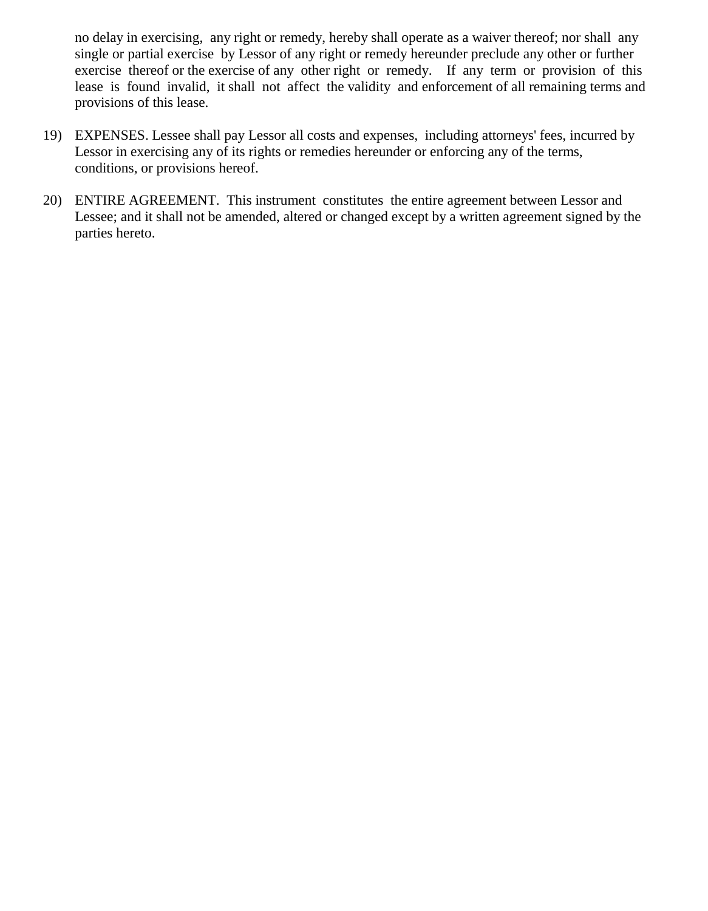no delay in exercising, any right or remedy, hereby shall operate as a waiver thereof; nor shall any single or partial exercise by Lessor of any right or remedy hereunder preclude any other or further exercise thereof or the exercise of any other right or remedy. If any term or provision of this lease is found invalid, it shall not affect the validity and enforcement of all remaining terms and provisions of this lease.

19) EXPENSES. Lessee shall pay Lessor all costs and expenses, including attorneys' fees, incurred by Lessor in exercising any of its rights or remedies hereunder or enforcing any of the terms, conditions, or provisions hereof.

20) ENTIRE AGREEMENT. This instrument constitutes the entire agreement between Lessor and Lessee; and it shall not be amended, altered or changed except by a written agreement signed by the parties hereto.